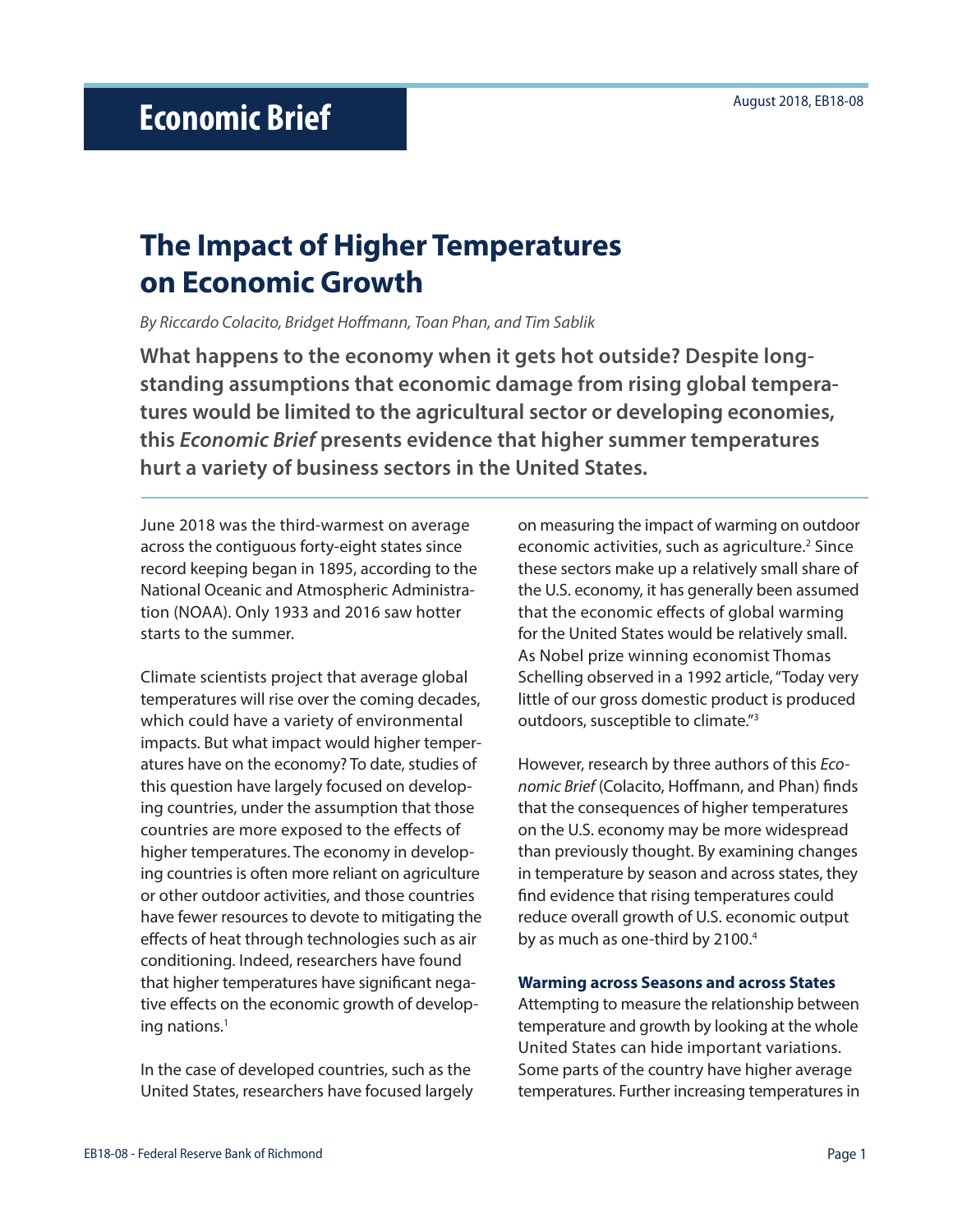Economic Brief

August 2018, EB18-08

# The Impact of Higher Temperatures on Economic Growth

*By Riccardo Colacito, Bridget Hoffmann, Toan Phan, and Tim Sablik*

**What happens to the economy when it gets hot outside? Despite long-standing assumptions that economic damage from rising global temperatures would be limited to the agricultural sector or developing economies, this *Economic Brief* presents evidence that higher summer temperatures hurt a variety of business sectors in the United States.**

June 2018 was the third-warmest on average across the contiguous forty-eight states since record keeping began in 1895, according to the National Oceanic and Atmospheric Administration (NOAA). Only 1933 and 2016 saw hotter starts to the summer.

Climate scientists project that average global temperatures will rise over the coming decades, which could have a variety of environmental impacts. But what impact would higher temperatures have on the economy? To date, studies of this question have largely focused on developing countries, under the assumption that those countries are more exposed to the effects of higher temperatures. The economy in developing countries is often more reliant on agriculture or other outdoor activities, and those countries have fewer resources to devote to mitigating the effects of heat through technologies such as air conditioning. Indeed, researchers have found that higher temperatures have significant negative effects on the economic growth of developing nations.[1]

In the case of developed countries, such as the United States, researchers have focused largely on measuring the impact of warming on outdoor economic activities, such as agriculture.[2] Since these sectors make up a relatively small share of the U.S. economy, it has generally been assumed that the economic effects of global warming for the United States would be relatively small. As Nobel prize winning economist Thomas Schelling observed in a 1992 article, "Today very little of our gross domestic product is produced outdoors, susceptible to climate."[3]

However, research by three authors of this *Economic Brief* (Colacito, Hoffmann, and Phan) finds that the consequences of higher temperatures on the U.S. economy may be more widespread than previously thought. By examining changes in temperature by season and across states, they find evidence that rising temperatures could reduce overall growth of U.S. economic output by as much as one-third by 2100.[4]

### Warming across Seasons and across States

Attempting to measure the relationship between temperature and growth by looking at the whole United States can hide important variations. Some parts of the country have higher average temperatures. Further increasing temperatures in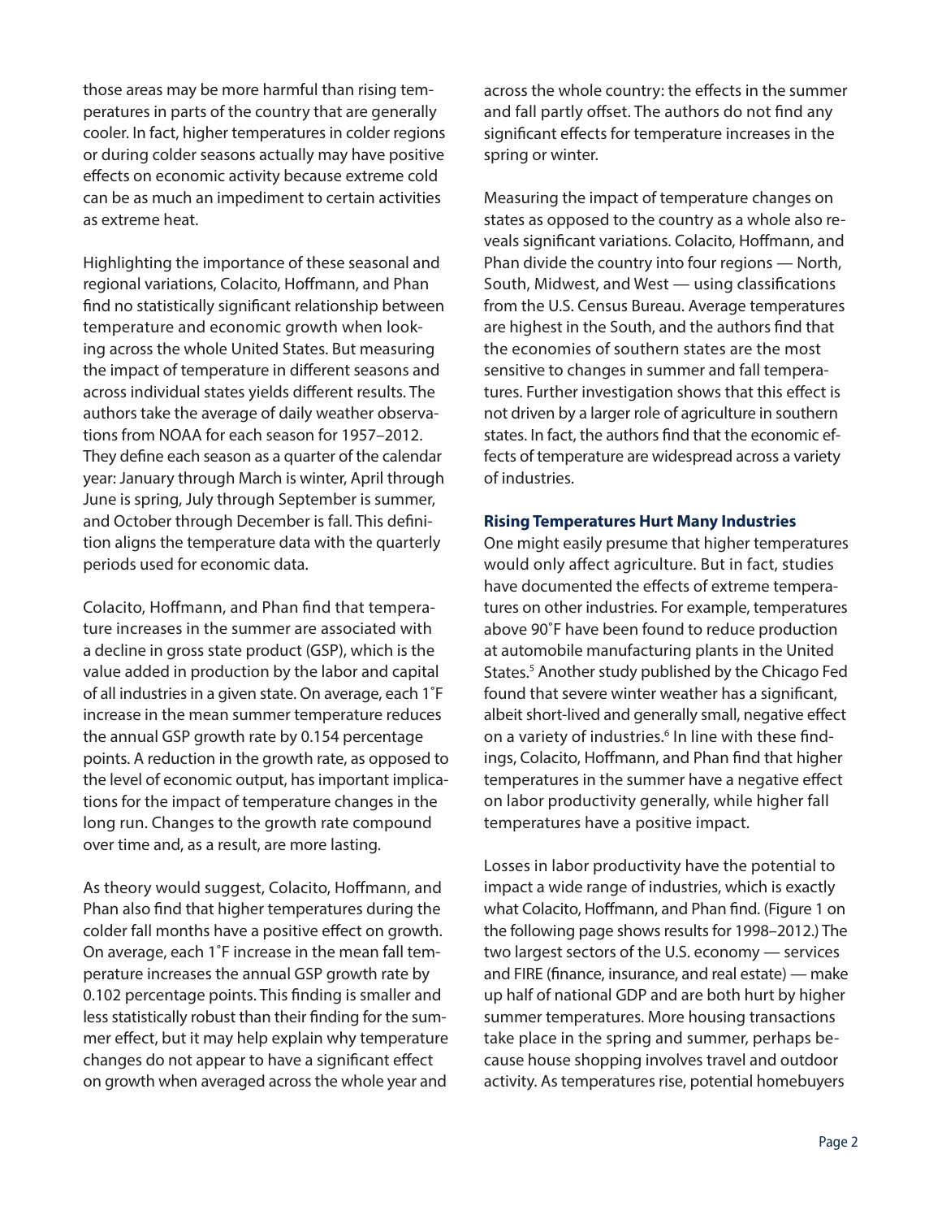those areas may be more harmful than rising temperatures in parts of the country that are generally cooler. In fact, higher temperatures in colder regions or during colder seasons actually may have positive effects on economic activity because extreme cold can be as much an impediment to certain activities as extreme heat.

Highlighting the importance of these seasonal and regional variations, Colacito, Hoffmann, and Phan find no statistically significant relationship between temperature and economic growth when looking across the whole United States. But measuring the impact of temperature in different seasons and across individual states yields different results. The authors take the average of daily weather observations from NOAA for each season for 1957–2012. They define each season as a quarter of the calendar year: January through March is winter, April through June is spring, July through September is summer, and October through December is fall. This definition aligns the temperature data with the quarterly periods used for economic data.

Colacito, Hoffmann, and Phan find that temperature increases in the summer are associated with a decline in gross state product (GSP), which is the value added in production by the labor and capital of all industries in a given state. On average, each 1˚F increase in the mean summer temperature reduces the annual GSP growth rate by 0.154 percentage points. A reduction in the growth rate, as opposed to the level of economic output, has important implications for the impact of temperature changes in the long run. Changes to the growth rate compound over time and, as a result, are more lasting.

As theory would suggest, Colacito, Hoffmann, and Phan also find that higher temperatures during the colder fall months have a positive effect on growth. On average, each 1˚F increase in the mean fall temperature increases the annual GSP growth rate by 0.102 percentage points. This finding is smaller and less statistically robust than their finding for the summer effect, but it may help explain why temperature changes do not appear to have a significant effect on growth when averaged across the whole year and across the whole country: the effects in the summer and fall partly offset. The authors do not find any significant effects for temperature increases in the spring or winter.

Measuring the impact of temperature changes on states as opposed to the country as a whole also reveals significant variations. Colacito, Hoffmann, and Phan divide the country into four regions — North, South, Midwest, and West — using classifications from the U.S. Census Bureau. Average temperatures are highest in the South, and the authors find that the economies of southern states are the most sensitive to changes in summer and fall temperatures. Further investigation shows that this effect is not driven by a larger role of agriculture in southern states. In fact, the authors find that the economic effects of temperature are widespread across a variety of industries.

### Rising Temperatures Hurt Many Industries

One might easily presume that higher temperatures would only affect agriculture. But in fact, studies have documented the effects of extreme temperatures on other industries. For example, temperatures above 90˚F have been found to reduce production at automobile manufacturing plants in the United States.[5] Another study published by the Chicago Fed found that severe winter weather has a significant, albeit short-lived and generally small, negative effect on a variety of industries.[6] In line with these findings, Colacito, Hoffmann, and Phan find that higher temperatures in the summer have a negative effect on labor productivity generally, while higher fall temperatures have a positive impact.

Losses in labor productivity have the potential to impact a wide range of industries, which is exactly what Colacito, Hoffmann, and Phan find. (Figure 1 on the following page shows results for 1998–2012.) The two largest sectors of the U.S. economy — services and FIRE (finance, insurance, and real estate) — make up half of national GDP and are both hurt by higher summer temperatures. More housing transactions take place in the spring and summer, perhaps because house shopping involves travel and outdoor activity. As temperatures rise, potential homebuyers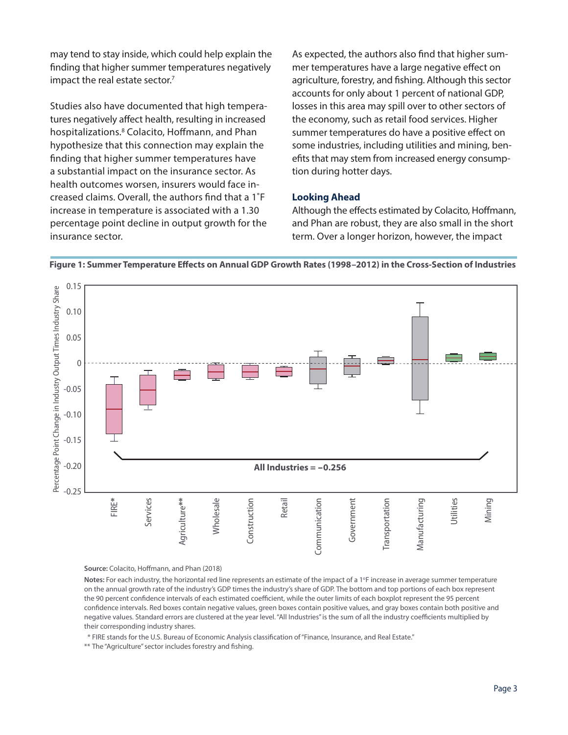may tend to stay inside, which could help explain the finding that higher summer temperatures negatively impact the real estate sector.[7]

Studies also have documented that high temperatures negatively affect health, resulting in increased hospitalizations.[8] Colacito, Hoffmann, and Phan hypothesize that this connection may explain the finding that higher summer temperatures have a substantial impact on the insurance sector. As health outcomes worsen, insurers would face increased claims. Overall, the authors find that a 1˚F increase in temperature is associated with a 1.30 percentage point decline in output growth for the insurance sector.

As expected, the authors also find that higher summer temperatures have a large negative effect on agriculture, forestry, and fishing. Although this sector accounts for only about 1 percent of national GDP, losses in this area may spill over to other sectors of the economy, such as retail food services. Higher summer temperatures do have a positive effect on some industries, including utilities and mining, benefits that may stem from increased energy consumption during hotter days.

### Looking Ahead

Although the effects estimated by Colacito, Hoffmann, and Phan are robust, they are also small in the short term. Over a longer horizon, however, the impact

**Figure 1: Summer Temperature Effects on Annual GDP Growth Rates (1998–2012) in the Cross-Section of Industries**

Percentage Point Change in Industry Output Times Industry Share

FIRE*, Services, Agriculture**, Wholesale, Construction, Retail, Communication, Government, Transportation, Manufacturing, Utilities, Mining

All Industries = –0.256

**Source:** Colacito, Hoffmann, and Phan (2018)

**Notes:** For each industry, the horizontal red line represents an estimate of the impact of a 1°F increase in average summer temperature on the annual growth rate of the industry's GDP times the industry's share of GDP. The bottom and top portions of each box represent the 90 percent confidence intervals of each estimated coefficient, while the outer limits of each boxplot represent the 95 percent confidence intervals. Red boxes contain negative values, green boxes contain positive values, and gray boxes contain both positive and negative values. Standard errors are clustered at the year level. "All Industries" is the sum of all the industry coefficients multiplied by their corresponding industry shares.

\* FIRE stands for the U.S. Bureau of Economic Analysis classification of "Finance, Insurance, and Real Estate."

\*\* The "Agriculture" sector includes forestry and fishing.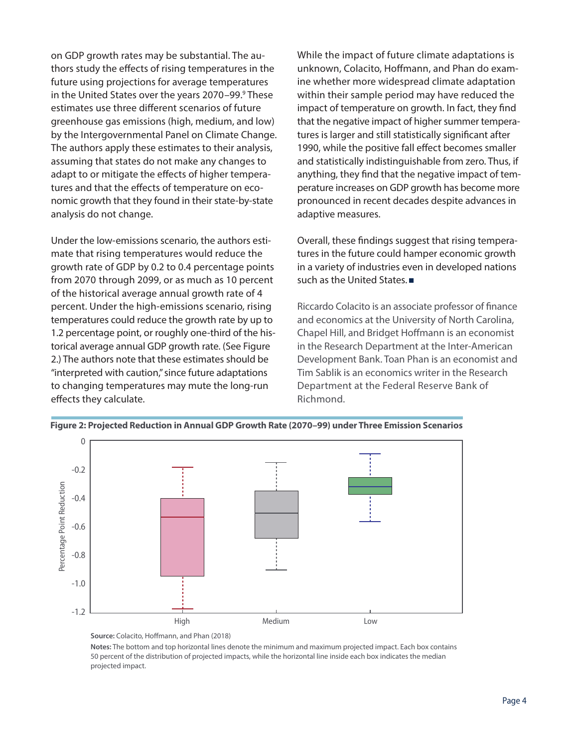on GDP growth rates may be substantial. The authors study the effects of rising temperatures in the future using projections for average temperatures in the United States over the years 2070–99.[9] These estimates use three different scenarios of future greenhouse gas emissions (high, medium, and low) by the Intergovernmental Panel on Climate Change. The authors apply these estimates to their analysis, assuming that states do not make any changes to adapt to or mitigate the effects of higher temperatures and that the effects of temperature on economic growth that they found in their state-by-state analysis do not change.

Under the low-emissions scenario, the authors estimate that rising temperatures would reduce the growth rate of GDP by 0.2 to 0.4 percentage points from 2070 through 2099, or as much as 10 percent of the historical average annual growth rate of 4 percent. Under the high-emissions scenario, rising temperatures could reduce the growth rate by up to 1.2 percentage point, or roughly one-third of the historical average annual GDP growth rate. (See Figure 2.) The authors note that these estimates should be "interpreted with caution," since future adaptations to changing temperatures may mute the long-run effects they calculate.

While the impact of future climate adaptations is unknown, Colacito, Hoffmann, and Phan do examine whether more widespread climate adaptation within their sample period may have reduced the impact of temperature on growth. In fact, they find that the negative impact of higher summer temperatures is larger and still statistically significant after 1990, while the positive fall effect becomes smaller and statistically indistinguishable from zero. Thus, if anything, they find that the negative impact of temperature increases on GDP growth has become more pronounced in recent decades despite advances in adaptive measures.

Overall, these findings suggest that rising temperatures in the future could hamper economic growth in a variety of industries even in developed nations such as the United States. ■

Riccardo Colacito is an associate professor of finance and economics at the University of North Carolina, Chapel Hill, and Bridget Hoffmann is an economist in the Research Department at the Inter-American Development Bank. Toan Phan is an economist and Tim Sablik is an economics writer in the Research Department at the Federal Reserve Bank of Richmond.

**Figure 2: Projected Reduction in Annual GDP Growth Rate (2070–99) under Three Emission Scenarios**

**Source:** Colacito, Hoffmann, and Phan (2018)

**Notes:** The bottom and top horizontal lines denote the minimum and maximum projected impact. Each box contains 50 percent of the distribution of projected impacts, while the horizontal line inside each box indicates the median projected impact.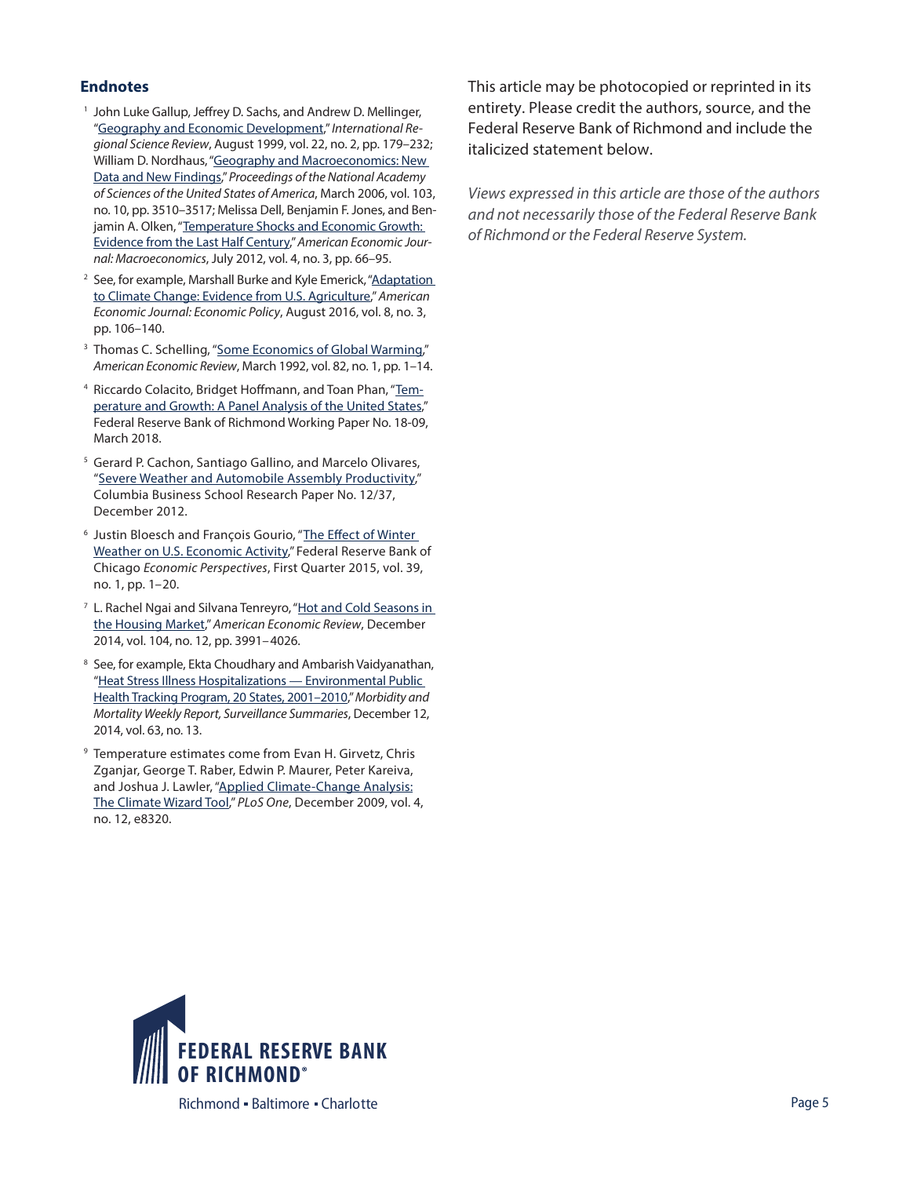## Endnotes

1. John Luke Gallup, Jeffrey D. Sachs, and Andrew D. Mellinger, "Geography and Economic Development," *International Regional Science Review*, August 1999, vol. 22, no. 2, pp. 179–232; William D. Nordhaus, "Geography and Macroeconomics: New Data and New Findings," *Proceedings of the National Academy of Sciences of the United States of America*, March 2006, vol. 103, no. 10, pp. 3510–3517; Melissa Dell, Benjamin F. Jones, and Benjamin A. Olken, "Temperature Shocks and Economic Growth: Evidence from the Last Half Century," *American Economic Journal: Macroeconomics*, July 2012, vol. 4, no. 3, pp. 66–95.
2. See, for example, Marshall Burke and Kyle Emerick, "Adaptation to Climate Change: Evidence from U.S. Agriculture," *American Economic Journal: Economic Policy*, August 2016, vol. 8, no. 3, pp. 106–140.
3. Thomas C. Schelling, "Some Economics of Global Warming," *American Economic Review*, March 1992, vol. 82, no. 1, pp. 1–14.
4. Riccardo Colacito, Bridget Hoffmann, and Toan Phan, "Temperature and Growth: A Panel Analysis of the United States," Federal Reserve Bank of Richmond Working Paper No. 18-09, March 2018.
5. Gerard P. Cachon, Santiago Gallino, and Marcelo Olivares, "Severe Weather and Automobile Assembly Productivity," Columbia Business School Research Paper No. 12/37, December 2012.
6. Justin Bloesch and François Gourio, "The Effect of Winter Weather on U.S. Economic Activity," Federal Reserve Bank of Chicago *Economic Perspectives*, First Quarter 2015, vol. 39, no. 1, pp. 1–20.
7. L. Rachel Ngai and Silvana Tenreyro, "Hot and Cold Seasons in the Housing Market," *American Economic Review*, December 2014, vol. 104, no. 12, pp. 3991–4026.
8. See, for example, Ekta Choudhary and Ambarish Vaidyanathan, "Heat Stress Illness Hospitalizations — Environmental Public Health Tracking Program, 20 States, 2001–2010," *Morbidity and Mortality Weekly Report, Surveillance Summaries*, December 12, 2014, vol. 63, no. 13.
9. Temperature estimates come from Evan H. Girvetz, Chris Zganjar, George T. Raber, Edwin P. Maurer, Peter Kareiva, and Joshua J. Lawler, "Applied Climate-Change Analysis: The Climate Wizard Tool," *PLoS One*, December 2009, vol. 4, no. 12, e8320.

This article may be photocopied or reprinted in its entirety. Please credit the authors, source, and the Federal Reserve Bank of Richmond and include the italicized statement below.

*Views expressed in this article are those of the authors and not necessarily those of the Federal Reserve Bank of Richmond or the Federal Reserve System.*

FEDERAL RESERVE BANK OF RICHMOND®

Richmond ▪ Baltimore ▪ Charlotte